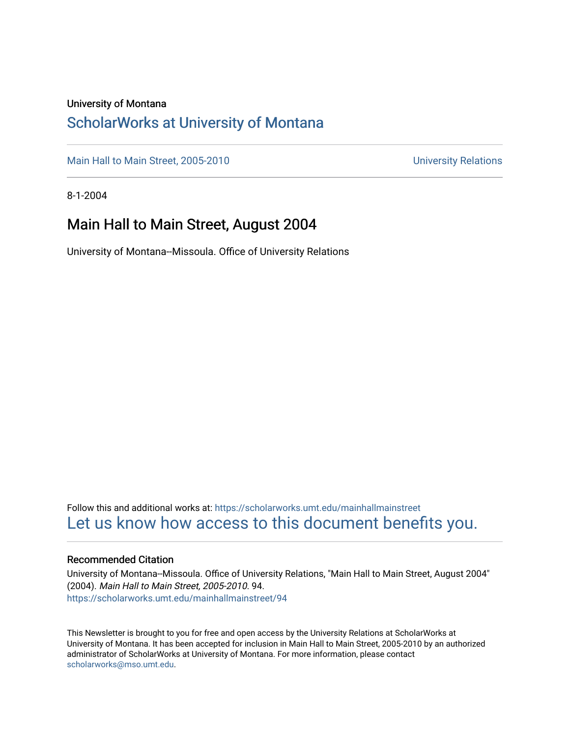University of Montana

## ScholarWorks at University of Montana

Main Hall to Main Street, 2005-2010 University Relations

8-1-2004

# Main Hall to Main Street, August 2004

University of Montana--Missoula. Office of University Relations

Follow this and additional works at: https://scholarworks.umt.edu/mainhallmainstreet
Let us know how access to this document benefits you.

### Recommended Citation

University of Montana--Missoula. Office of University Relations, "Main Hall to Main Street, August 2004" (2004). *Main Hall to Main Street, 2005-2010*. 94.
https://scholarworks.umt.edu/mainhallmainstreet/94

This Newsletter is brought to you for free and open access by the University Relations at ScholarWorks at University of Montana. It has been accepted for inclusion in Main Hall to Main Street, 2005-2010 by an authorized administrator of ScholarWorks at University of Montana. For more information, please contact scholarworks@mso.umt.edu.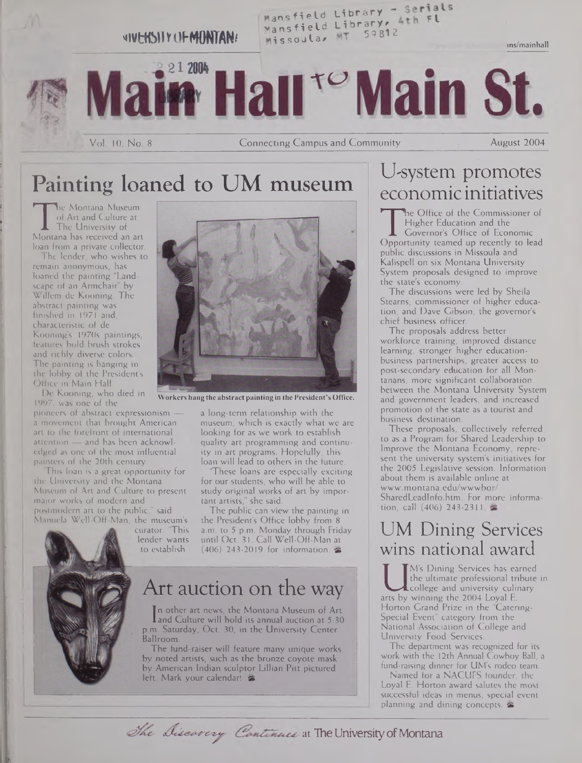# Main Hall to Main St.

Vol. 10, No. 8 — Connecting Campus and Community — August 2004

## Painting loaned to UM museum

The Montana Museum of Art and Culture at The University of Montana has received an art loan from a private collector.

The lender, who wishes to remain anonymous, has loaned the painting "Landscape of an Armchair" by Willem de Kooning. The abstract painting was finished in 1971 and, characteristic of de Kooning's 1970s paintings, features bold brush strokes and richly diverse colors. The painting is hanging in the lobby of the President's Office in Main Hall.

Workers hang the abstract painting in the President's Office.

De Kooning, who died in 1997, was one of the pioneers of abstract expressionism — a movement that brought American art to the forefront of international attention — and has been acknowledged as one of the most influential painters of the 20th century.

"This loan is a great opportunity for the University and the Montana Museum of Art and Culture to present major works of modern and postmodern art to the public," said Manuela Well-Off-Man, the museum's curator. "This lender wants to establish a long-term relationship with the museum, which is exactly what we are looking for as we work to establish quality art programming and continuity in art programs. Hopefully, this loan will lead to others in the future.

"These loans are especially exciting for our students, who will be able to study original works of art by important artists," she said.

The public can view the painting in the President's Office lobby from 8 a.m. to 5 p.m. Monday through Friday until Oct. 31. Call Well-Off-Man at (406) 243-2019 for information.

## Art auction on the way

In other art news, the Montana Museum of Art and Culture will hold its annual auction at 5:30 p.m. Saturday, Oct. 30, in the University Center Ballroom.

The fund-raiser will feature many unique works by noted artists, such as the bronze coyote mask by American Indian sculptor Lillian Pitt pictured left. Mark your calendar!

## U-system promotes economic initiatives

The Office of the Commissioner of Higher Education and the Governor's Office of Economic Opportunity teamed up recently to lead public discussions in Missoula and Kalispell on six Montana University System proposals designed to improve the state's economy.

The discussions were led by Sheila Stearns, commissioner of higher education, and Dave Gibson, the governor's chief business officer.

The proposals address better workforce training, improved distance learning, stronger higher education-business partnerships, greater access to post-secondary education for all Montanans, more significant collaboration between the Montana University System and government leaders, and increased promotion of the state as a tourist and business destination.

These proposals, collectively referred to as a Program for Shared Leadership to Improve the Montana Economy, represent the university system's initiatives for the 2005 Legislative session. Information about them is available online at www.montana.edu/wwwbor/SharedLeadInfo.htm. For more information, call (406) 243-2311.

## UM Dining Services wins national award

UM's Dining Services has earned the ultimate professional tribute in the college and university culinary arts by winning the 2004 Loyal E. Horton Grand Prize in the "Catering-Special Event" category from the National Association of College and University Food Services.

The department was recognized for its work with the 12th Annual Cowboy Ball, a fund-raising dinner for UM's rodeo team.

Named for a NACUFS founder, the Loyal E. Horton award salutes the most successful ideas in menus, special event planning and dining concepts.

*The Discovery Continues* at The University of Montana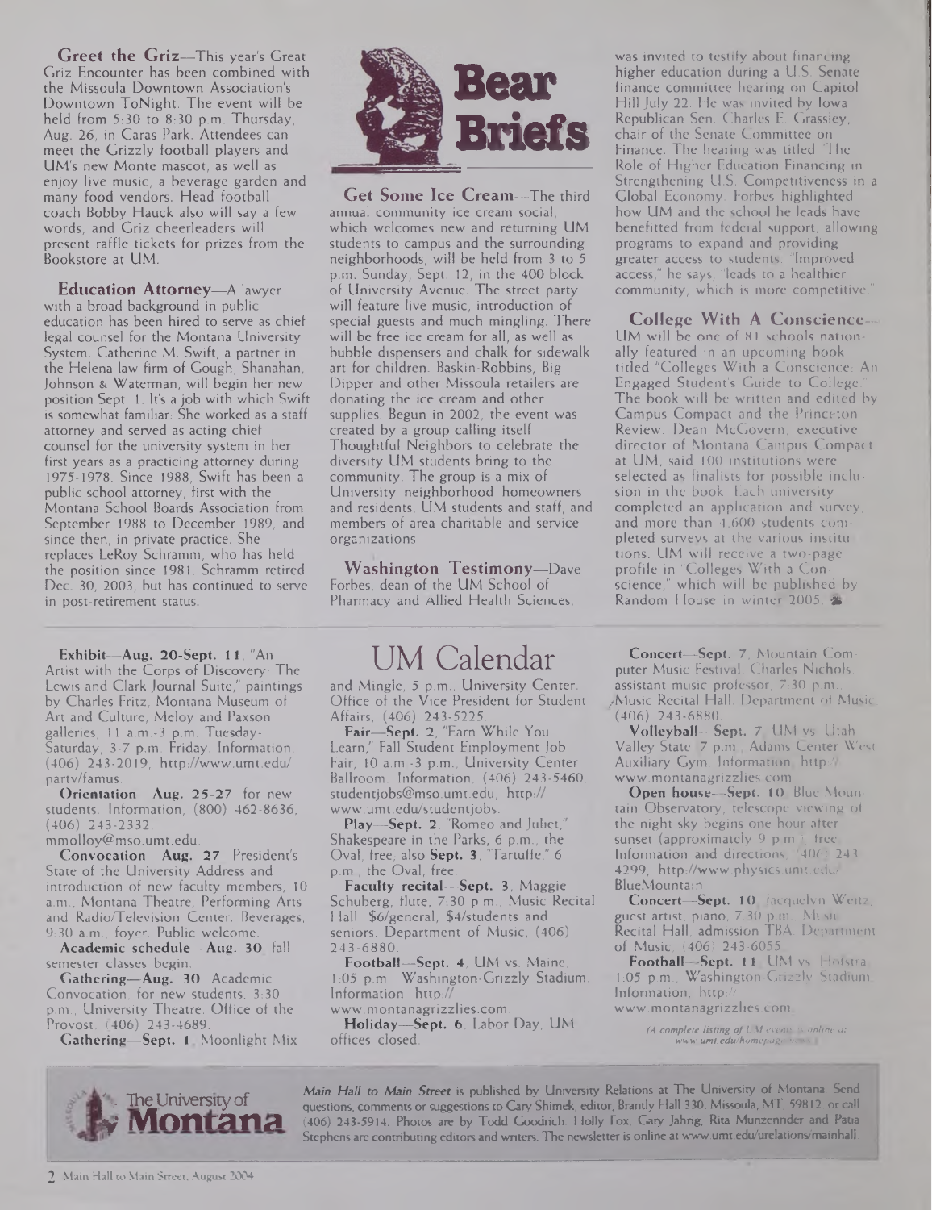# Bear Briefs

**Greet the Griz**—This year's Great Griz Encounter has been combined with the Missoula Downtown Association's Downtown ToNight. The event will be held from 5:30 to 8:30 p.m. Thursday, Aug. 26, in Caras Park. Attendees can meet the Grizzly football players and UM's new Monte mascot, as well as enjoy live music, a beverage garden and many food vendors. Head football coach Bobby Hauck also will say a few words, and Griz cheerleaders will present raffle tickets for prizes from the Bookstore at UM.

**Education Attorney**—A lawyer with a broad background in public education has been hired to serve as chief legal counsel for the Montana University System. Catherine M. Swift, a partner in the Helena law firm of Gough, Shanahan, Johnson & Waterman, will begin her new position Sept. 1. It's a job with which Swift is somewhat familiar: She worked as a staff attorney and served as acting chief counsel for the university system in her first years as a practicing attorney during 1975-1978. Since 1988, Swift has been a public school attorney, first with the Montana School Boards Association from September 1988 to December 1989, and since then, in private practice. She replaces LeRoy Schramm, who has held the position since 1981. Schramm retired Dec. 30, 2003, but has continued to serve in post-retirement status.

**Get Some Ice Cream**—The third annual community ice cream social, which welcomes new and returning UM students to campus and the surrounding neighborhoods, will be held from 3 to 5 p.m. Sunday, Sept. 12, in the 400 block of University Avenue. The street party will feature live music, introduction of special guests and much mingling. There will be free ice cream for all, as well as bubble dispensers and chalk for sidewalk art for children. Baskin-Robbins, Big Dipper and other Missoula retailers are donating the ice cream and other supplies. Begun in 2002, the event was created by a group calling itself Thoughtful Neighbors to celebrate the diversity UM students bring to the community. The group is a mix of University neighborhood homeowners and residents, UM students and staff, and members of area charitable and service organizations.

**Washington Testimony**—Dave Forbes, dean of the UM School of Pharmacy and Allied Health Sciences, was invited to testify about financing higher education during a U.S. Senate finance committee hearing on Capitol Hill July 22. He was invited by Iowa Republican Sen. Charles E. Grassley, chair of the Senate Committee on Finance. The hearing was titled "The Role of Higher Education Financing in Strengthening U.S. Competitiveness in a Global Economy." Forbes highlighted how UM and the school he leads have benefitted from federal support, allowing programs to expand and providing greater access to students. "Improved access," he says, "leads to a healthier community, which is more competitive."

**College With A Conscience**—UM will be one of 81 schools nationally featured in an upcoming book titled "Colleges With a Conscience: An Engaged Student's Guide to College." The book will be written and edited by Campus Compact and the Princeton Review. Dean McGovern, executive director of Montana Campus Compact at UM, said 100 institutions were selected as finalists for possible inclusion in the book. Each university completed an application and survey, and more than 4,600 students completed surveys at the various institutions. UM will receive a two-page profile in "Colleges With a Conscience," which will be published by Random House in winter 2005.

# UM Calendar

**Exhibit—Aug. 20-Sept. 11**, "An Artist with the Corps of Discovery: The Lewis and Clark Journal Suite," paintings by Charles Fritz, Montana Museum of Art and Culture, Meloy and Paxson galleries, 11 a.m.-3 p.m. Tuesday-Saturday, 3-7 p.m. Friday. Information, (406) 243-2019, http://www.umt.edu/partv/famus.

**Orientation—Aug. 25-27**, for new students. Information, (800) 462-8636, (406) 243-2332, mmolloy@mso.umt.edu.

**Convocation—Aug. 27**, President's State of the University Address and introduction of new faculty members, 10 a.m., Montana Theatre, Performing Arts and Radio/Television Center. Beverages, 9:30 a.m., foyer. Public welcome.

**Academic schedule—Aug. 30**, fall semester classes begin.

**Gathering—Aug. 30**, Academic Convocation, for new students, 3:30 p.m., University Theatre. Office of the Provost, (406) 243-4689.

**Gathering—Sept. 1**, Moonlight Mix and Mingle, 5 p.m., University Center. Office of the Vice President for Student Affairs, (406) 243-5225.

**Fair—Sept. 2**, "Earn While You Learn," Fall Student Employment Job Fair, 10 a.m.-3 p.m., University Center Ballroom. Information, (406) 243-5460, studentjobs@mso.umt.edu, http://www.umt.edu/studentjobs.

**Play—Sept. 2**, "Romeo and Juliet," Shakespeare in the Parks, 6 p.m., the Oval, free; also **Sept. 3**, "Tartuffe," 6 p.m., the Oval, free.

**Faculty recital—Sept. 3**, Maggie Schuberg, flute, 7:30 p.m., Music Recital Hall. $6/general, $4/students and seniors. Department of Music, (406) 243-6880.

**Football—Sept. 4**, UM vs. Maine, 1:05 p.m., Washington-Grizzly Stadium. Information, http://www.montanagrizzlies.com.

**Holiday—Sept. 6**, Labor Day, UM offices closed.

**Concert—Sept. 7**, Mountain Computer Music Festival, Charles Nichols, assistant music professor, 7:30 p.m., Music Recital Hall. Department of Music, (406) 243-6880.

**Volleyball—Sept. 7**, UM vs. Utah Valley State, 7 p.m., Adams Center West Auxiliary Gym. Information, http://www.montanagrizzlies.com.

**Open house—Sept. 10**, Blue Mountain Observatory, telescope viewing of the night sky begins one hour after sunset (approximately 9 p.m.), free. Information and directions, (406) 243-4299, http://www.physics.umt.edu/BlueMountain.

**Concert—Sept. 10**, Jacquelyn Weitz, guest artist, piano, 7:30 p.m., Music Recital Hall, admission TBA. Department of Music, (406) 243-6055.

**Football—Sept. 11**, UM vs. Hofstra, 1:05 p.m., Washington-Grizzly Stadium. Information, http://www.montanagrizzlies.com.

*(A complete listing of UM events is online at www.umt.edu/homepage/...)*

The University of Montana

*Main Hall to Main Street* is published by University Relations at The University of Montana. Send questions, comments or suggestions to Cary Shimek, editor, Brantly Hall 330, Missoula, MT, 59812, or call (406) 243-5914. Photos are by Todd Goodrich. Holly Fox, Gary Jahrig, Rita Munzenrider and Patia Stephens are contributing editors and writers. The newsletter is online at www.umt.edu/urelations/mainhall.